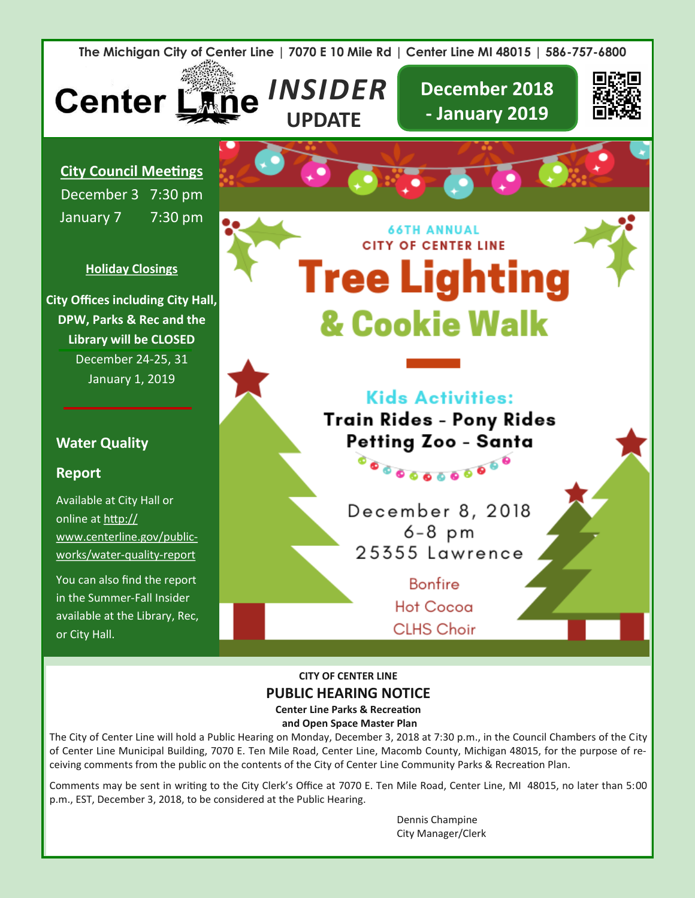The Michigan City of Center Line | 7070 E 10 Mile Rd | Center Line MI 48015 | 586-757-6800

# Center Line INSIDER UPDATE

**December 2018 - January 2019**

## City Council Meetings

| | |
|---|---|
| December 3 | 7:30 pm |
| January 7 | 7:30 pm |

### Holiday Closings

**City Offices including City Hall, DPW, Parks & Rec and the Library will be CLOSED**

December 24-25, 31
January 1, 2019

## Water Quality Report

Available at City Hall or online at http://www.centerline.gov/public-works/water-quality-report

You can also find the report in the Summer-Fall Insider available at the Library, Rec, or City Hall.

66TH ANNUAL
CITY OF CENTER LINE

# Tree Lighting & Cookie Walk

**Kids Activities:**

**Train Rides - Pony Rides**
**Petting Zoo - Santa**

December 8, 2018
6-8 pm
25355 Lawrence

Bonfire
Hot Cocoa
CLHS Choir

**CITY OF CENTER LINE**

## PUBLIC HEARING NOTICE

**Center Line Parks & Recreation and Open Space Master Plan**

The City of Center Line will hold a Public Hearing on Monday, December 3, 2018 at 7:30 p.m., in the Council Chambers of the City of Center Line Municipal Building, 7070 E. Ten Mile Road, Center Line, Macomb County, Michigan 48015, for the purpose of receiving comments from the public on the contents of the City of Center Line Community Parks & Recreation Plan.

Comments may be sent in writing to the City Clerk's Office at 7070 E. Ten Mile Road, Center Line, MI 48015, no later than 5:00 p.m., EST, December 3, 2018, to be considered at the Public Hearing.

Dennis Champine
City Manager/Clerk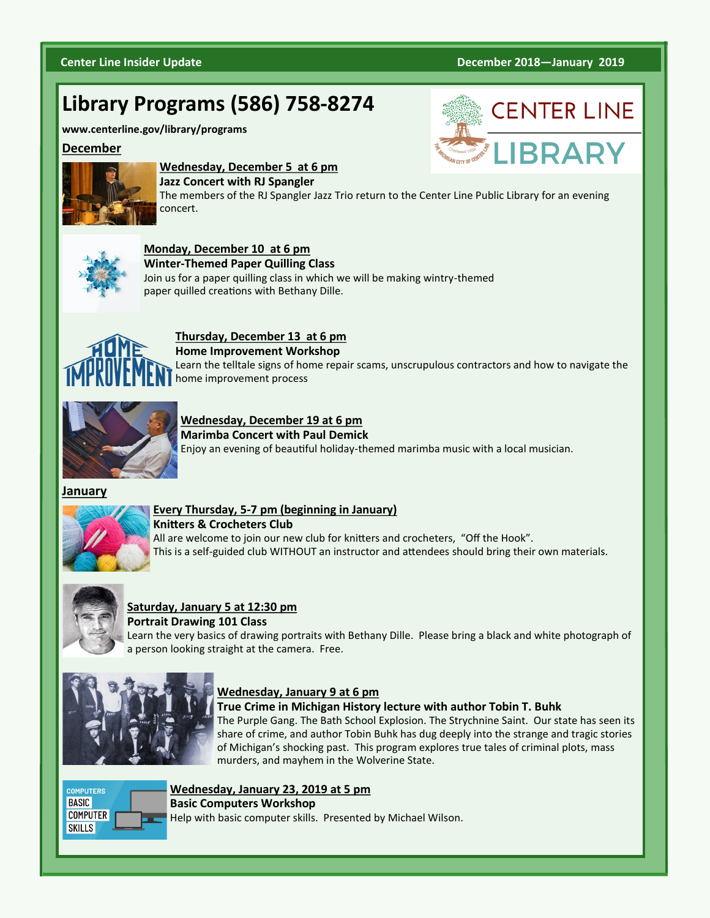# Library Programs (586) 758-8274

**www.centerline.gov/library/programs**

## December

**Wednesday, December 5 at 6 pm**
**Jazz Concert with RJ Spangler**
The members of the RJ Spangler Jazz Trio return to the Center Line Public Library for an evening concert.

**Monday, December 10 at 6 pm**
**Winter-Themed Paper Quilling Class**
Join us for a paper quilling class in which we will be making wintry-themed paper quilled creations with Bethany Dille.

**Thursday, December 13 at 6 pm**
**Home Improvement Workshop**
Learn the telltale signs of home repair scams, unscrupulous contractors and how to navigate the home improvement process

**Wednesday, December 19 at 6 pm**
**Marimba Concert with Paul Demick**
Enjoy an evening of beautiful holiday-themed marimba music with a local musician.

## January

**Every Thursday, 5-7 pm (beginning in January)**
**Knitters & Crocheters Club**
All are welcome to join our new club for knitters and crocheters, "Off the Hook". This is a self-guided club WITHOUT an instructor and attendees should bring their own materials.

**Saturday, January 5 at 12:30 pm**
**Portrait Drawing 101 Class**
Learn the very basics of drawing portraits with Bethany Dille. Please bring a black and white photograph of a person looking straight at the camera. Free.

**Wednesday, January 9 at 6 pm**
**True Crime in Michigan History lecture with author Tobin T. Buhk**
The Purple Gang. The Bath School Explosion. The Strychnine Saint. Our state has seen its share of crime, and author Tobin Buhk has dug deeply into the strange and tragic stories of Michigan's shocking past. This program explores true tales of criminal plots, mass murders, and mayhem in the Wolverine State.

**Wednesday, January 23, 2019 at 5 pm**
**Basic Computers Workshop**
Help with basic computer skills. Presented by Michael Wilson.